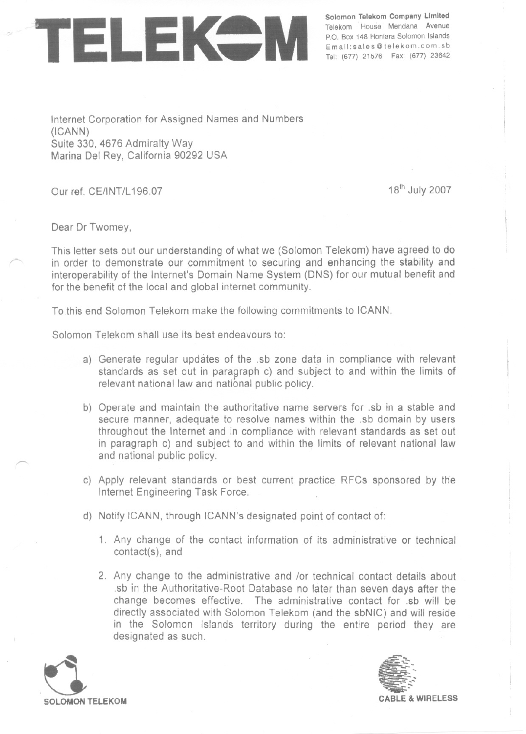**TELEKOM**

Solomon Telekom Company Limited
Telekom House Mendana Avenue
P.O. Box 148 Honiara Solomon Islands
Email:sales@telekom.com.sb
Tel: (677) 21576 Fax: (677) 23642

Internet Corporation for Assigned Names and Numbers
(ICANN)
Suite 330, 4676 Admiralty Way
Marina Del Rey, California 90292 USA

Our ref. CE/INT/L196.07

18th July 2007

Dear Dr Twomey,

This letter sets out our understanding of what we (Solomon Telekom) have agreed to do in order to demonstrate our commitment to securing and enhancing the stability and interoperability of the Internet's Domain Name System (DNS) for our mutual benefit and for the benefit of the local and global internet community.

To this end Solomon Telekom make the following commitments to ICANN.

Solomon Telekom shall use its best endeavours to:

a) Generate regular updates of the .sb zone data in compliance with relevant standards as set out in paragraph c) and subject to and within the limits of relevant national law and national public policy.

b) Operate and maintain the authoritative name servers for .sb in a stable and secure manner, adequate to resolve names within the .sb domain by users throughout the Internet and in compliance with relevant standards as set out in paragraph c) and subject to and within the limits of relevant national law and national public policy.

c) Apply relevant standards or best current practice RFCs sponsored by the Internet Engineering Task Force.

d) Notify ICANN, through ICANN's designated point of contact of:

   1. Any change of the contact information of its administrative or technical contact(s), and

   2. Any change to the administrative and /or technical contact details about .sb in the Authoritative-Root Database no later than seven days after the change becomes effective. The administrative contact for .sb will be directly associated with Solomon Telekom (and the sbNIC) and will reside in the Solomon Islands territory during the entire period they are designated as such.

SOLOMON TELEKOM

CABLE & WIRELESS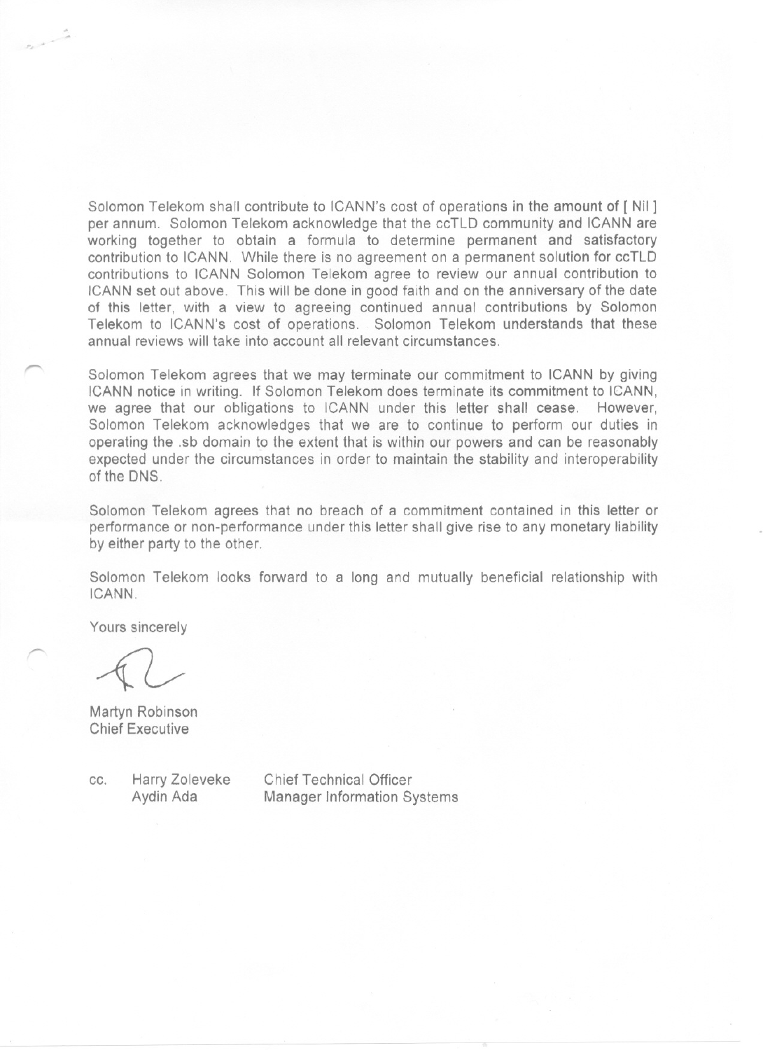Solomon Telekom shall contribute to ICANN's cost of operations in the amount of [ Nil ] per annum. Solomon Telekom acknowledge that the ccTLD community and ICANN are working together to obtain a formula to determine permanent and satisfactory contribution to ICANN. While there is no agreement on a permanent solution for ccTLD contributions to ICANN Solomon Telekom agree to review our annual contribution to ICANN set out above. This will be done in good faith and on the anniversary of the date of this letter, with a view to agreeing continued annual contributions by Solomon Telekom to ICANN's cost of operations. Solomon Telekom understands that these annual reviews will take into account all relevant circumstances.

Solomon Telekom agrees that we may terminate our commitment to ICANN by giving ICANN notice in writing. If Solomon Telekom does terminate its commitment to ICANN, we agree that our obligations to ICANN under this letter shall cease. However, Solomon Telekom acknowledges that we are to continue to perform our duties in operating the .sb domain to the extent that is within our powers and can be reasonably expected under the circumstances in order to maintain the stability and interoperability of the DNS.

Solomon Telekom agrees that no breach of a commitment contained in this letter or performance or non-performance under this letter shall give rise to any monetary liability by either party to the other.

Solomon Telekom looks forward to a long and mutually beneficial relationship with ICANN.

Yours sincerely

Martyn Robinson
Chief Executive

cc. Harry Zoleveke — Chief Technical Officer
Aydin Ada — Manager Information Systems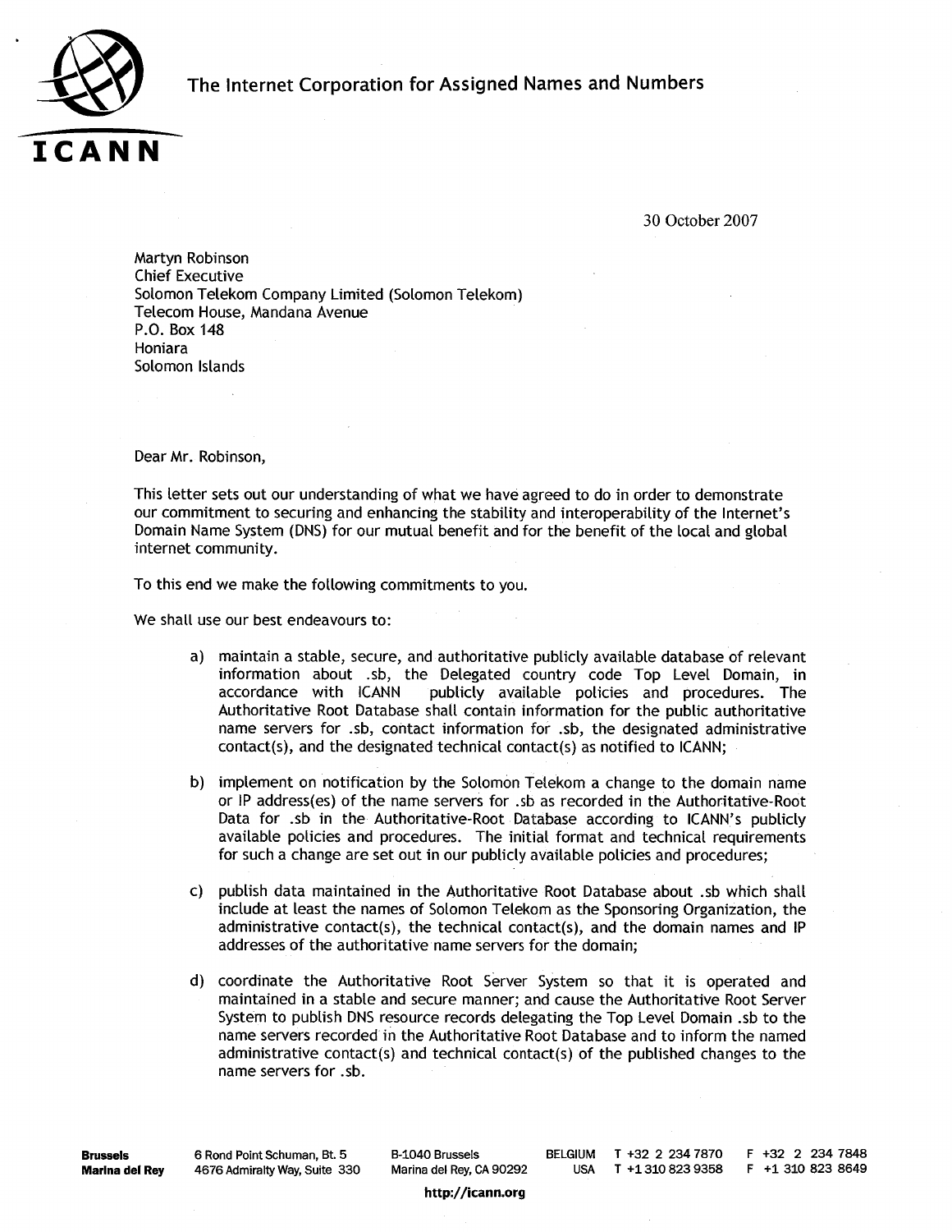The Internet Corporation for Assigned Names and Numbers

ICANN

30 October 2007

Martyn Robinson
Chief Executive
Solomon Telekom Company Limited (Solomon Telekom)
Telecom House, Mandana Avenue
P.O. Box 148
Honiara
Solomon Islands

Dear Mr. Robinson,

This letter sets out our understanding of what we have agreed to do in order to demonstrate our commitment to securing and enhancing the stability and interoperability of the Internet's Domain Name System (DNS) for our mutual benefit and for the benefit of the local and global internet community.

To this end we make the following commitments to you.

We shall use our best endeavours to:

a) maintain a stable, secure, and authoritative publicly available database of relevant information about .sb, the Delegated country code Top Level Domain, in accordance with ICANN publicly available policies and procedures. The Authoritative Root Database shall contain information for the public authoritative name servers for .sb, contact information for .sb, the designated administrative contact(s), and the designated technical contact(s) as notified to ICANN;

b) implement on notification by the Solomon Telekom a change to the domain name or IP address(es) of the name servers for .sb as recorded in the Authoritative-Root Data for .sb in the Authoritative-Root Database according to ICANN's publicly available policies and procedures. The initial format and technical requirements for such a change are set out in our publicly available policies and procedures;

c) publish data maintained in the Authoritative Root Database about .sb which shall include at least the names of Solomon Telekom as the Sponsoring Organization, the administrative contact(s), the technical contact(s), and the domain names and IP addresses of the authoritative name servers for the domain;

d) coordinate the Authoritative Root Server System so that it is operated and maintained in a stable and secure manner; and cause the Authoritative Root Server System to publish DNS resource records delegating the Top Level Domain .sb to the name servers recorded in the Authoritative Root Database and to inform the named administrative contact(s) and technical contact(s) of the published changes to the name servers for .sb.

**Brussels** 6 Rond Point Schuman, Bt. 5 B-1040 Brussels BELGIUM T +32 2 234 7870 F +32 2 234 7848
**Marina del Rey** 4676 Admiralty Way, Suite 330 Marina del Rey, CA 90292 USA T +1 310 823 9358 F +1 310 823 8649

**http://icann.org**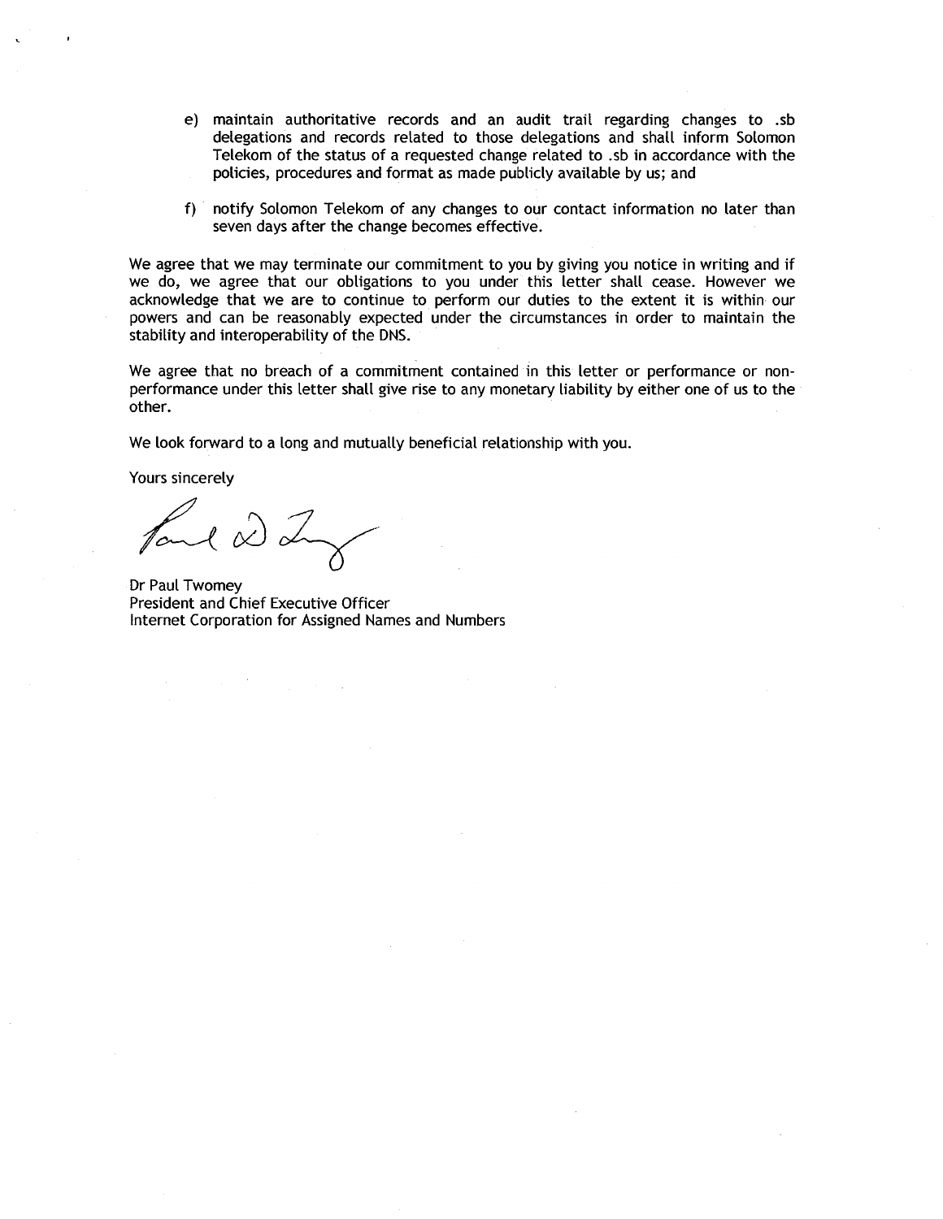e) maintain authoritative records and an audit trail regarding changes to .sb delegations and records related to those delegations and shall inform Solomon Telekom of the status of a requested change related to .sb in accordance with the policies, procedures and format as made publicly available by us; and

f) notify Solomon Telekom of any changes to our contact information no later than seven days after the change becomes effective.

We agree that we may terminate our commitment to you by giving you notice in writing and if we do, we agree that our obligations to you under this letter shall cease. However we acknowledge that we are to continue to perform our duties to the extent it is within our powers and can be reasonably expected under the circumstances in order to maintain the stability and interoperability of the DNS.

We agree that no breach of a commitment contained in this letter or performance or non-performance under this letter shall give rise to any monetary liability by either one of us to the other.

We look forward to a long and mutually beneficial relationship with you.

Yours sincerely

Dr Paul Twomey
President and Chief Executive Officer
Internet Corporation for Assigned Names and Numbers